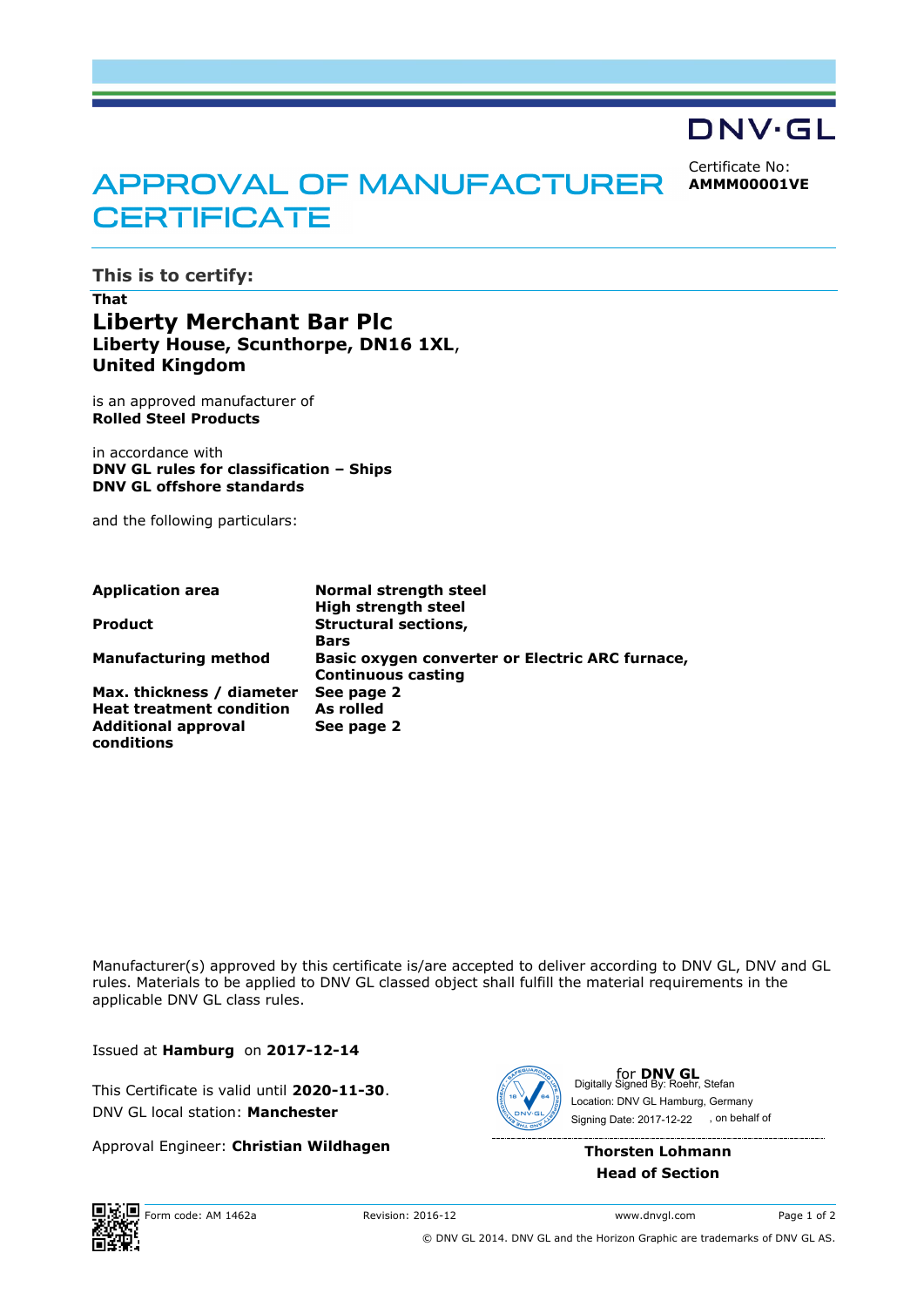DNV·GL

# APPROVAL OF MANUFACTURER CERTIFICATE

Certificate No:
**AMMM00001VE**

## This is to certify:

**That**

**Liberty Merchant Bar Plc**
**Liberty House, Scunthorpe, DN16 1XL,**
**United Kingdom**

is an approved manufacturer of
**Rolled Steel Products**

in accordance with
**DNV GL rules for classification – Ships**
**DNV GL offshore standards**

and the following particulars:

| | |
|---|---|
| **Application area** | **Normal strength steel**<br>**High strength steel** |
| **Product** | **Structural sections,**<br>**Bars** |
| **Manufacturing method** | **Basic oxygen converter or Electric ARC furnace,**<br>**Continuous casting** |
| **Max. thickness / diameter** | **See page 2** |
| **Heat treatment condition** | **As rolled** |
| **Additional approval conditions** | **See page 2** |

Manufacturer(s) approved by this certificate is/are accepted to deliver according to DNV GL, DNV and GL rules. Materials to be applied to DNV GL classed object shall fulfill the material requirements in the applicable DNV GL class rules.

Issued at **Hamburg** on **2017-12-14**

This Certificate is valid until **2020-11-30**.
DNV GL local station: **Manchester**

Approval Engineer: **Christian Wildhagen**

for **DNV GL**
Digitally Signed By: Roehr, Stefan
Location: DNV GL Hamburg, Germany
Signing Date: 2017-12-22 , on behalf of

**Thorsten Lohmann**
**Head of Section**

Form code: AM 1462a Revision: 2016-12 www.dnvgl.com

© DNV GL 2014. DNV GL and the Horizon Graphic are trademarks of DNV GL AS.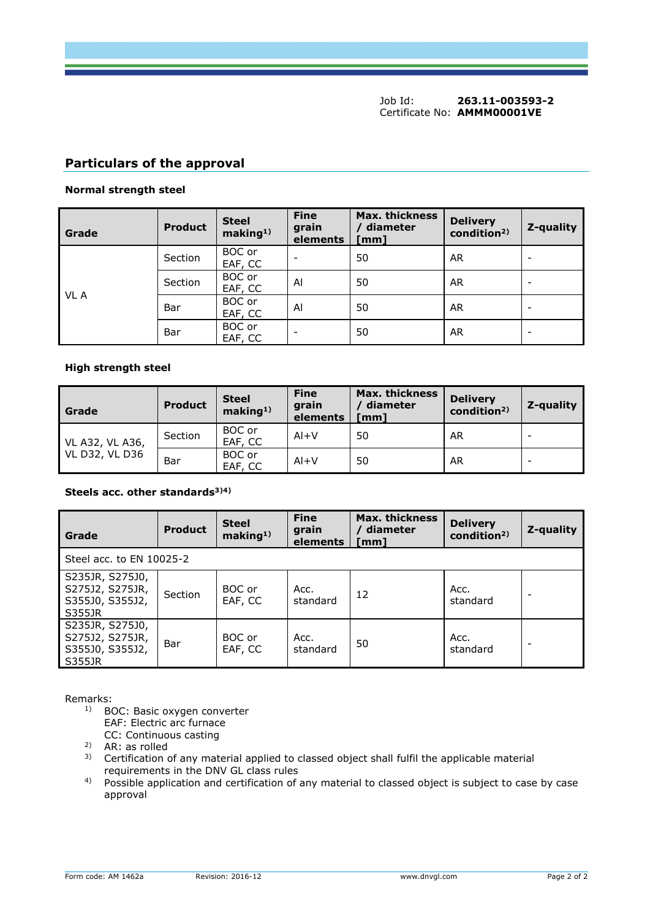Job Id: **263.11-003593-2**
Certificate No: **AMMM00001VE**

## Particulars of the approval

**Normal strength steel**

| Grade | Product | Steel making[1)] | Fine grain elements | Max. thickness / diameter [mm] | Delivery condition[2)] | Z-quality |
|---|---|---|---|---|---|---|
| VL A | Section | BOC or EAF, CC | - | 50 | AR | - |
| | Section | BOC or EAF, CC | Al | 50 | AR | - |
| | Bar | BOC or EAF, CC | Al | 50 | AR | - |
| | Bar | BOC or EAF, CC | - | 50 | AR | - |

**High strength steel**

| Grade | Product | Steel making[1)] | Fine grain elements | Max. thickness / diameter [mm] | Delivery condition[2)] | Z-quality |
|---|---|---|---|---|---|---|
| VL A32, VL A36, VL D32, VL D36 | Section | BOC or EAF, CC | Al+V | 50 | AR | - |
| | Bar | BOC or EAF, CC | Al+V | 50 | AR | - |

**Steels acc. other standards[3)4)]**

| Grade | Product | Steel making[1)] | Fine grain elements | Max. thickness / diameter [mm] | Delivery condition[2)] | Z-quality |
|---|---|---|---|---|---|---|
| Steel acc. to EN 10025-2 | | | | | | |
| S235JR, S275J0, S275J2, S275JR, S355J0, S355J2, S355JR | Section | BOC or EAF, CC | Acc. standard | 12 | Acc. standard | - |
| S235JR, S275J0, S275J2, S275JR, S355J0, S355J2, S355JR | Bar | BOC or EAF, CC | Acc. standard | 50 | Acc. standard | - |

Remarks:

1) BOC: Basic oxygen converter
   EAF: Electric arc furnace
   CC: Continuous casting
2) AR: as rolled
3) Certification of any material applied to classed object shall fulfil the applicable material requirements in the DNV GL class rules
4) Possible application and certification of any material to classed object is subject to case by case approval

Form code: AM 1462a    Revision: 2016-12    www.dnvgl.com